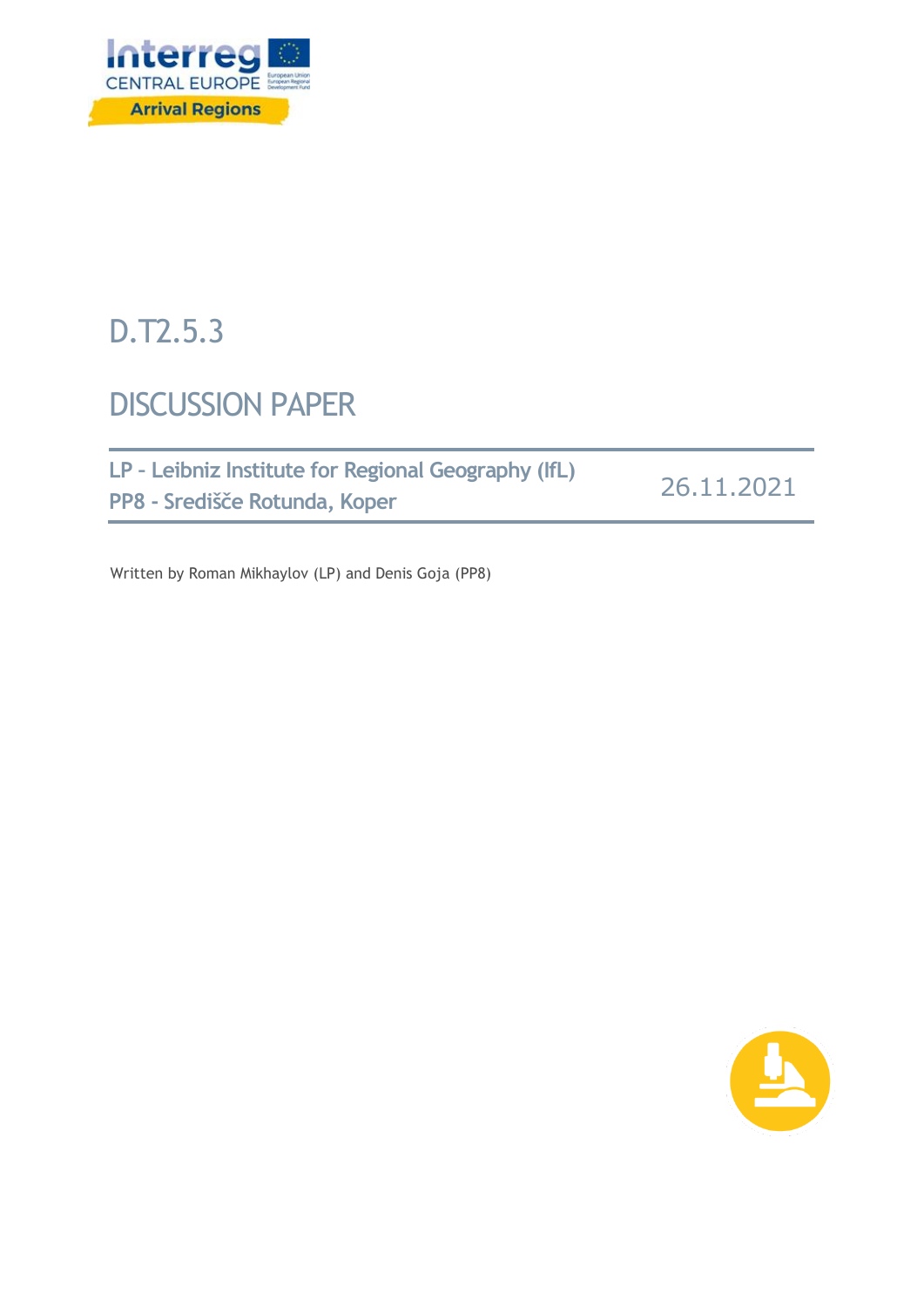Interreg CENTRAL EUROPE

Arrival Regions

# D.T2.5.3

# DISCUSSION PAPER

**LP - Leibniz Institute for Regional Geography (IfL)**
**PP8 - Središče Rotunda, Koper**

26.11.2021

Written by Roman Mikhaylov (LP) and Denis Goja (PP8)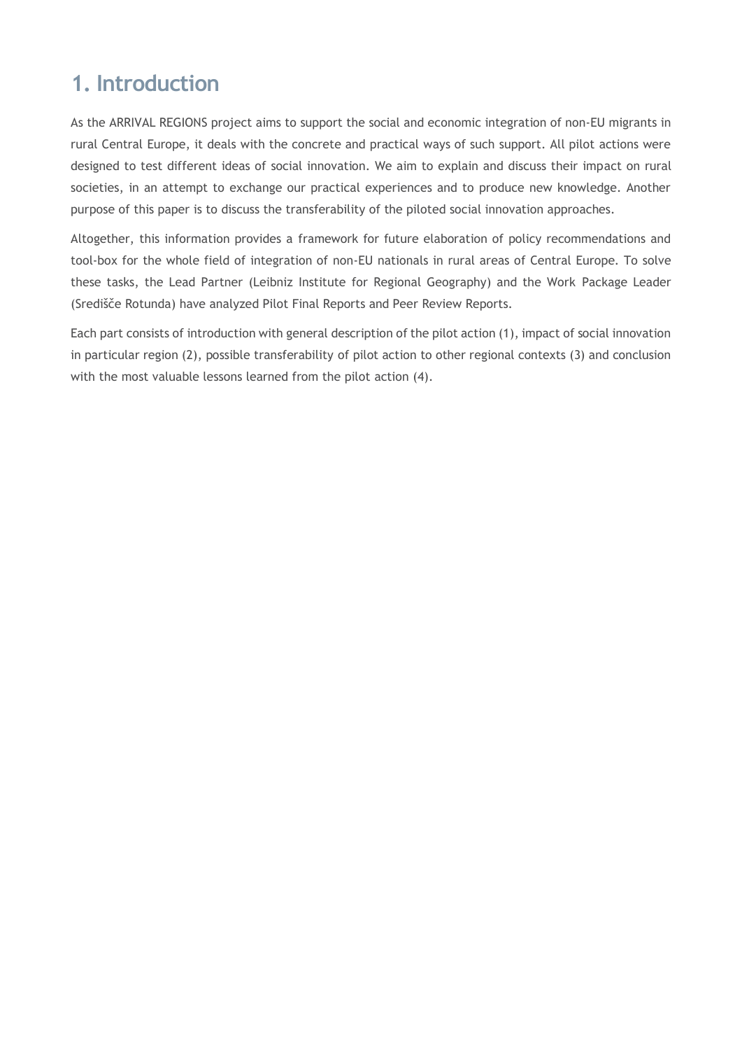# 1. Introduction

As the ARRIVAL REGIONS project aims to support the social and economic integration of non-EU migrants in rural Central Europe, it deals with the concrete and practical ways of such support. All pilot actions were designed to test different ideas of social innovation. We aim to explain and discuss their impact on rural societies, in an attempt to exchange our practical experiences and to produce new knowledge. Another purpose of this paper is to discuss the transferability of the piloted social innovation approaches.

Altogether, this information provides a framework for future elaboration of policy recommendations and tool-box for the whole field of integration of non-EU nationals in rural areas of Central Europe. To solve these tasks, the Lead Partner (Leibniz Institute for Regional Geography) and the Work Package Leader (Središče Rotunda) have analyzed Pilot Final Reports and Peer Review Reports.

Each part consists of introduction with general description of the pilot action (1), impact of social innovation in particular region (2), possible transferability of pilot action to other regional contexts (3) and conclusion with the most valuable lessons learned from the pilot action (4).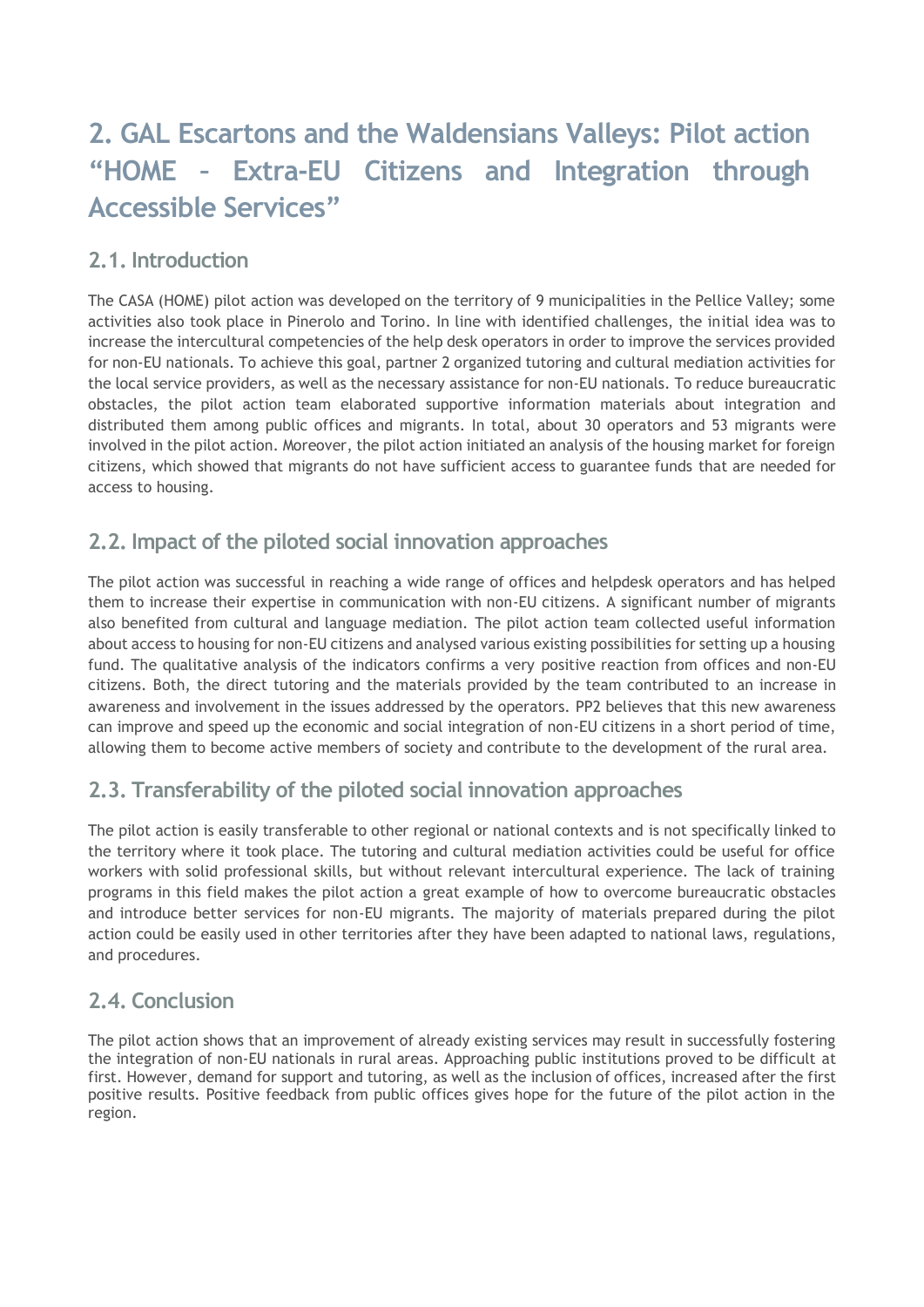# 2. GAL Escartons and the Waldensians Valleys: Pilot action "HOME – Extra-EU Citizens and Integration through Accessible Services"

## 2.1. Introduction

The CASA (HOME) pilot action was developed on the territory of 9 municipalities in the Pellice Valley; some activities also took place in Pinerolo and Torino. In line with identified challenges, the initial idea was to increase the intercultural competencies of the help desk operators in order to improve the services provided for non-EU nationals. To achieve this goal, partner 2 organized tutoring and cultural mediation activities for the local service providers, as well as the necessary assistance for non-EU nationals. To reduce bureaucratic obstacles, the pilot action team elaborated supportive information materials about integration and distributed them among public offices and migrants. In total, about 30 operators and 53 migrants were involved in the pilot action. Moreover, the pilot action initiated an analysis of the housing market for foreign citizens, which showed that migrants do not have sufficient access to guarantee funds that are needed for access to housing.

## 2.2. Impact of the piloted social innovation approaches

The pilot action was successful in reaching a wide range of offices and helpdesk operators and has helped them to increase their expertise in communication with non-EU citizens. A significant number of migrants also benefited from cultural and language mediation. The pilot action team collected useful information about access to housing for non-EU citizens and analysed various existing possibilities for setting up a housing fund. The qualitative analysis of the indicators confirms a very positive reaction from offices and non-EU citizens. Both, the direct tutoring and the materials provided by the team contributed to an increase in awareness and involvement in the issues addressed by the operators. PP2 believes that this new awareness can improve and speed up the economic and social integration of non-EU citizens in a short period of time, allowing them to become active members of society and contribute to the development of the rural area.

## 2.3. Transferability of the piloted social innovation approaches

The pilot action is easily transferable to other regional or national contexts and is not specifically linked to the territory where it took place. The tutoring and cultural mediation activities could be useful for office workers with solid professional skills, but without relevant intercultural experience. The lack of training programs in this field makes the pilot action a great example of how to overcome bureaucratic obstacles and introduce better services for non-EU migrants. The majority of materials prepared during the pilot action could be easily used in other territories after they have been adapted to national laws, regulations, and procedures.

## 2.4. Conclusion

The pilot action shows that an improvement of already existing services may result in successfully fostering the integration of non-EU nationals in rural areas. Approaching public institutions proved to be difficult at first. However, demand for support and tutoring, as well as the inclusion of offices, increased after the first positive results. Positive feedback from public offices gives hope for the future of the pilot action in the region.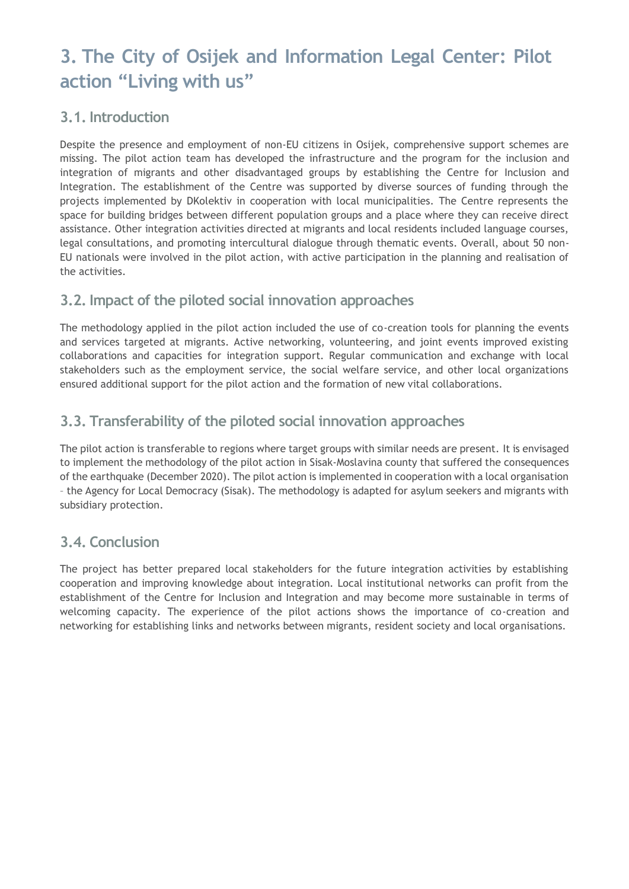# 3. The City of Osijek and Information Legal Center: Pilot action “Living with us”

## 3.1. Introduction

Despite the presence and employment of non-EU citizens in Osijek, comprehensive support schemes are missing. The pilot action team has developed the infrastructure and the program for the inclusion and integration of migrants and other disadvantaged groups by establishing the Centre for Inclusion and Integration. The establishment of the Centre was supported by diverse sources of funding through the projects implemented by DKolektiv in cooperation with local municipalities. The Centre represents the space for building bridges between different population groups and a place where they can receive direct assistance. Other integration activities directed at migrants and local residents included language courses, legal consultations, and promoting intercultural dialogue through thematic events. Overall, about 50 non-EU nationals were involved in the pilot action, with active participation in the planning and realisation of the activities.

## 3.2. Impact of the piloted social innovation approaches

The methodology applied in the pilot action included the use of co-creation tools for planning the events and services targeted at migrants. Active networking, volunteering, and joint events improved existing collaborations and capacities for integration support. Regular communication and exchange with local stakeholders such as the employment service, the social welfare service, and other local organizations ensured additional support for the pilot action and the formation of new vital collaborations.

## 3.3. Transferability of the piloted social innovation approaches

The pilot action is transferable to regions where target groups with similar needs are present. It is envisaged to implement the methodology of the pilot action in Sisak-Moslavina county that suffered the consequences of the earthquake (December 2020). The pilot action is implemented in cooperation with a local organisation – the Agency for Local Democracy (Sisak). The methodology is adapted for asylum seekers and migrants with subsidiary protection.

## 3.4. Conclusion

The project has better prepared local stakeholders for the future integration activities by establishing cooperation and improving knowledge about integration. Local institutional networks can profit from the establishment of the Centre for Inclusion and Integration and may become more sustainable in terms of welcoming capacity. The experience of the pilot actions shows the importance of co-creation and networking for establishing links and networks between migrants, resident society and local organisations.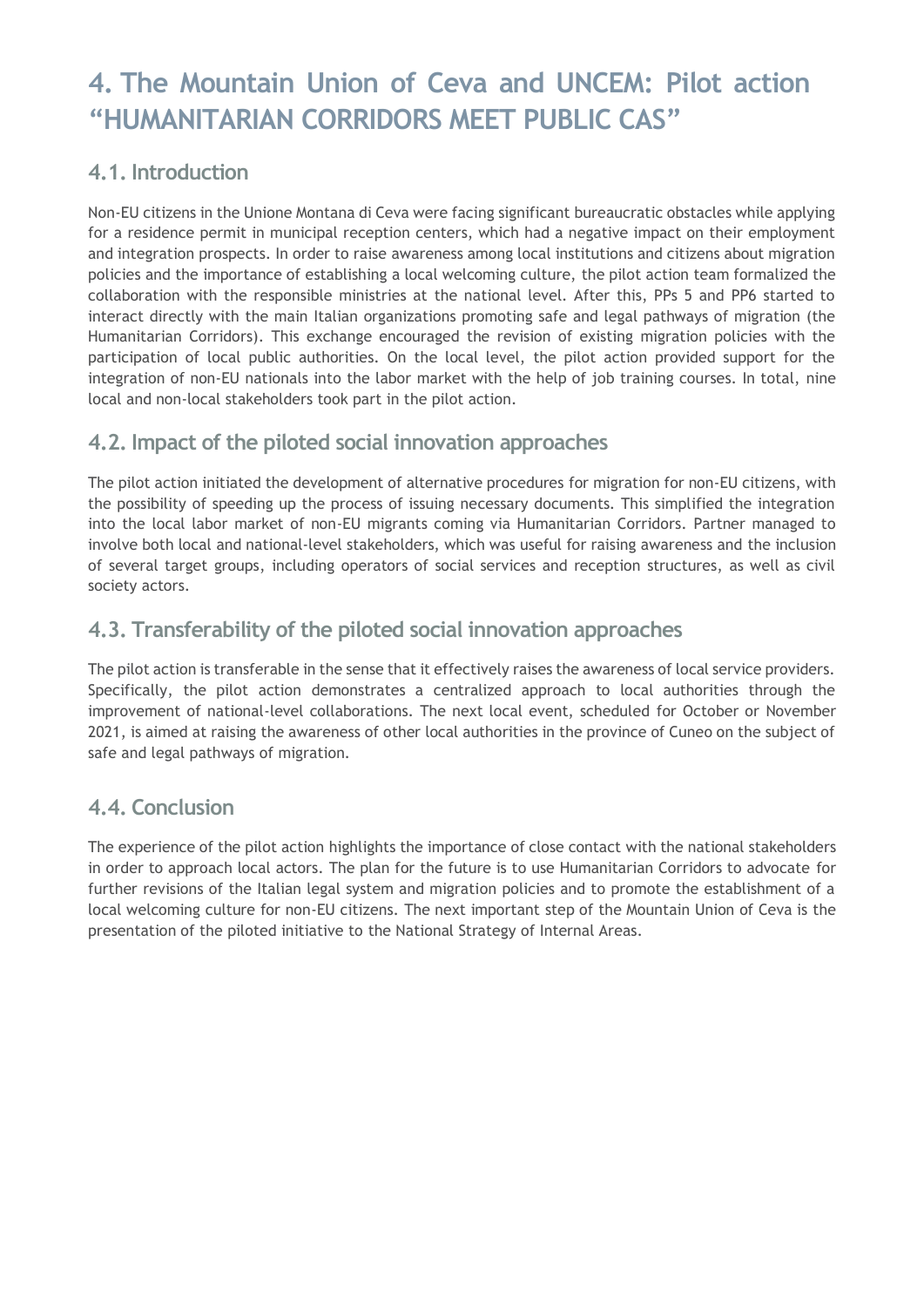# 4. The Mountain Union of Ceva and UNCEM: Pilot action "HUMANITARIAN CORRIDORS MEET PUBLIC CAS"

## 4.1. Introduction

Non-EU citizens in the Unione Montana di Ceva were facing significant bureaucratic obstacles while applying for a residence permit in municipal reception centers, which had a negative impact on their employment and integration prospects. In order to raise awareness among local institutions and citizens about migration policies and the importance of establishing a local welcoming culture, the pilot action team formalized the collaboration with the responsible ministries at the national level. After this, PPs 5 and PP6 started to interact directly with the main Italian organizations promoting safe and legal pathways of migration (the Humanitarian Corridors). This exchange encouraged the revision of existing migration policies with the participation of local public authorities. On the local level, the pilot action provided support for the integration of non-EU nationals into the labor market with the help of job training courses. In total, nine local and non-local stakeholders took part in the pilot action.

## 4.2. Impact of the piloted social innovation approaches

The pilot action initiated the development of alternative procedures for migration for non-EU citizens, with the possibility of speeding up the process of issuing necessary documents. This simplified the integration into the local labor market of non-EU migrants coming via Humanitarian Corridors. Partner managed to involve both local and national-level stakeholders, which was useful for raising awareness and the inclusion of several target groups, including operators of social services and reception structures, as well as civil society actors.

## 4.3. Transferability of the piloted social innovation approaches

The pilot action is transferable in the sense that it effectively raises the awareness of local service providers. Specifically, the pilot action demonstrates a centralized approach to local authorities through the improvement of national-level collaborations. The next local event, scheduled for October or November 2021, is aimed at raising the awareness of other local authorities in the province of Cuneo on the subject of safe and legal pathways of migration.

## 4.4. Conclusion

The experience of the pilot action highlights the importance of close contact with the national stakeholders in order to approach local actors. The plan for the future is to use Humanitarian Corridors to advocate for further revisions of the Italian legal system and migration policies and to promote the establishment of a local welcoming culture for non-EU citizens. The next important step of the Mountain Union of Ceva is the presentation of the piloted initiative to the National Strategy of Internal Areas.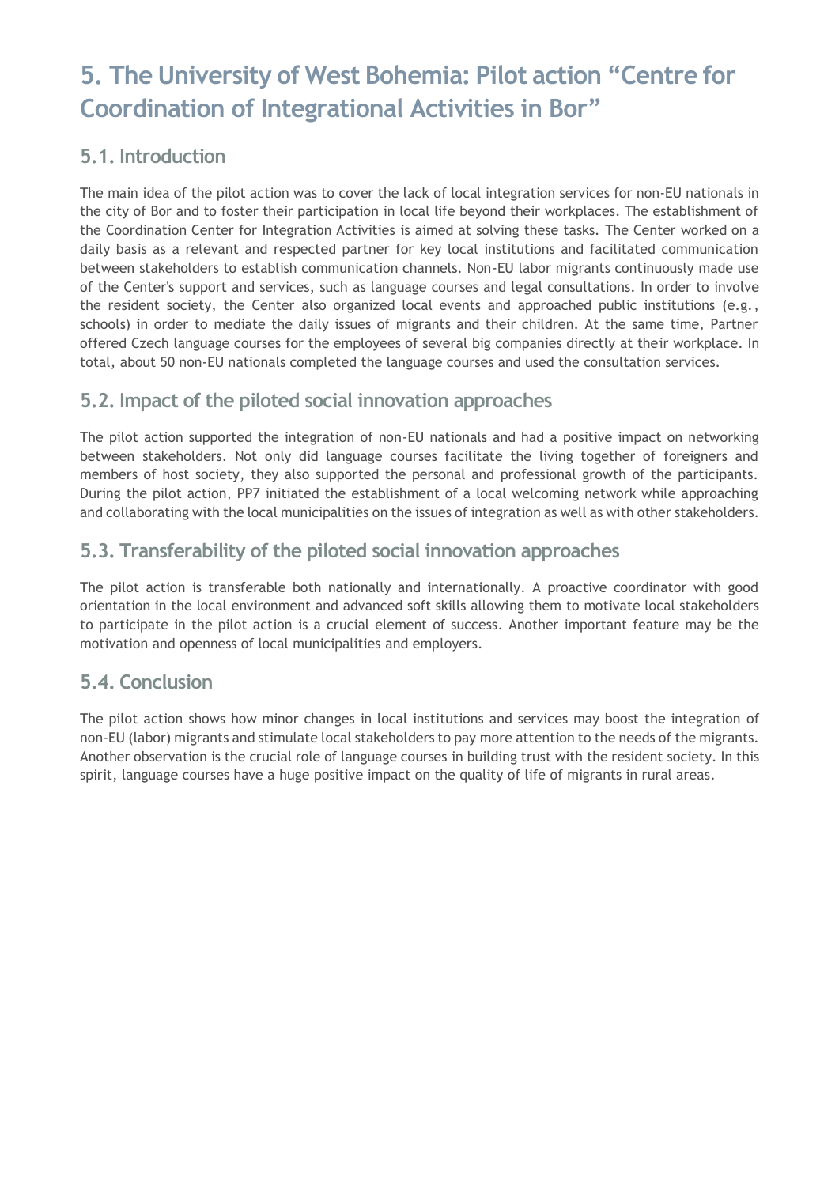# 5. The University of West Bohemia: Pilot action “Centre for Coordination of Integrational Activities in Bor”

## 5.1. Introduction

The main idea of the pilot action was to cover the lack of local integration services for non-EU nationals in the city of Bor and to foster their participation in local life beyond their workplaces. The establishment of the Coordination Center for Integration Activities is aimed at solving these tasks. The Center worked on a daily basis as a relevant and respected partner for key local institutions and facilitated communication between stakeholders to establish communication channels. Non-EU labor migrants continuously made use of the Center's support and services, such as language courses and legal consultations. In order to involve the resident society, the Center also organized local events and approached public institutions (e.g., schools) in order to mediate the daily issues of migrants and their children. At the same time, Partner offered Czech language courses for the employees of several big companies directly at their workplace. In total, about 50 non-EU nationals completed the language courses and used the consultation services.

## 5.2. Impact of the piloted social innovation approaches

The pilot action supported the integration of non-EU nationals and had a positive impact on networking between stakeholders. Not only did language courses facilitate the living together of foreigners and members of host society, they also supported the personal and professional growth of the participants. During the pilot action, PP7 initiated the establishment of a local welcoming network while approaching and collaborating with the local municipalities on the issues of integration as well as with other stakeholders.

## 5.3. Transferability of the piloted social innovation approaches

The pilot action is transferable both nationally and internationally. A proactive coordinator with good orientation in the local environment and advanced soft skills allowing them to motivate local stakeholders to participate in the pilot action is a crucial element of success. Another important feature may be the motivation and openness of local municipalities and employers.

## 5.4. Conclusion

The pilot action shows how minor changes in local institutions and services may boost the integration of non-EU (labor) migrants and stimulate local stakeholders to pay more attention to the needs of the migrants. Another observation is the crucial role of language courses in building trust with the resident society. In this spirit, language courses have a huge positive impact on the quality of life of migrants in rural areas.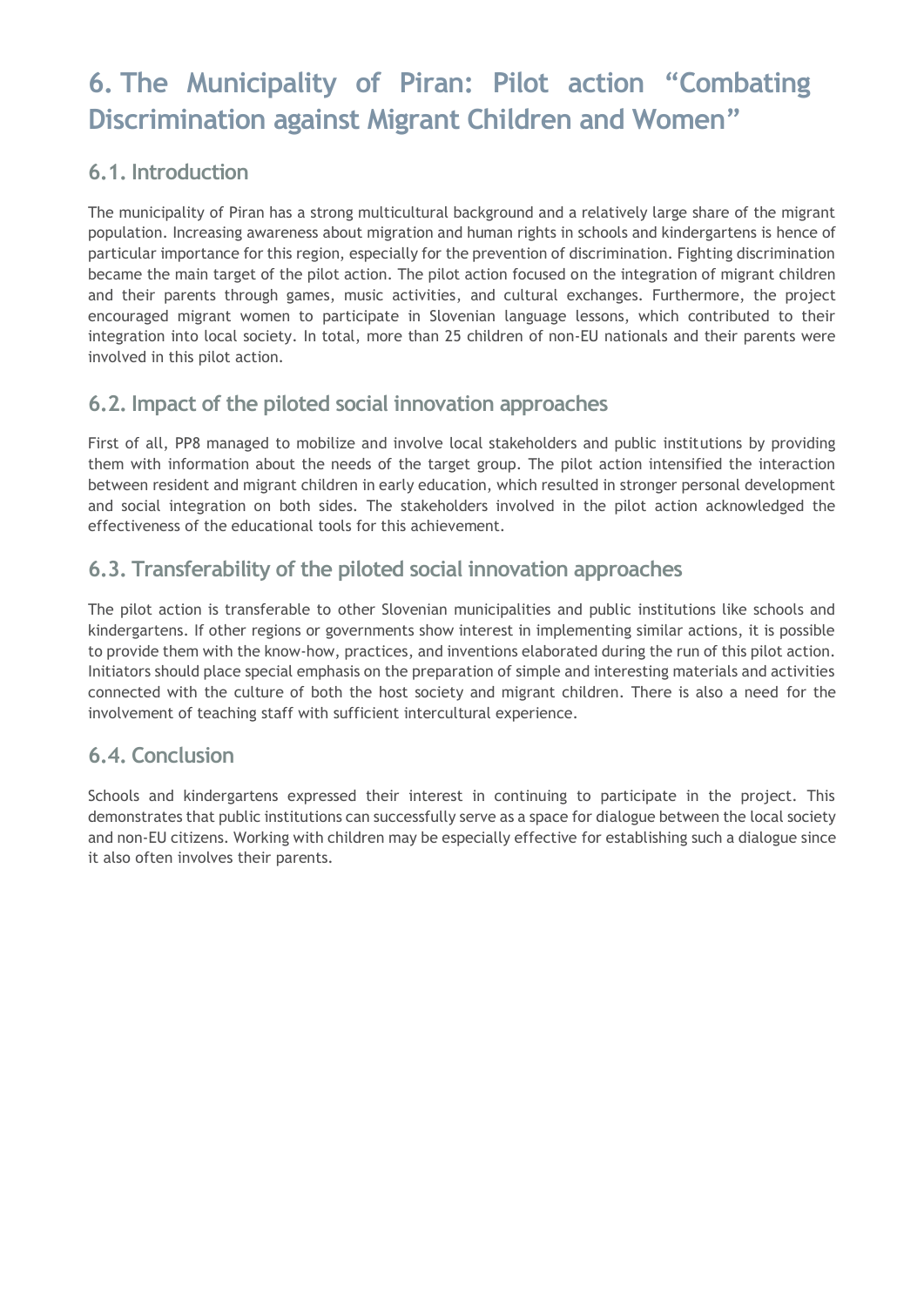# 6. The Municipality of Piran: Pilot action "Combating Discrimination against Migrant Children and Women"

## 6.1. Introduction

The municipality of Piran has a strong multicultural background and a relatively large share of the migrant population. Increasing awareness about migration and human rights in schools and kindergartens is hence of particular importance for this region, especially for the prevention of discrimination. Fighting discrimination became the main target of the pilot action. The pilot action focused on the integration of migrant children and their parents through games, music activities, and cultural exchanges. Furthermore, the project encouraged migrant women to participate in Slovenian language lessons, which contributed to their integration into local society. In total, more than 25 children of non-EU nationals and their parents were involved in this pilot action.

## 6.2. Impact of the piloted social innovation approaches

First of all, PP8 managed to mobilize and involve local stakeholders and public institutions by providing them with information about the needs of the target group. The pilot action intensified the interaction between resident and migrant children in early education, which resulted in stronger personal development and social integration on both sides. The stakeholders involved in the pilot action acknowledged the effectiveness of the educational tools for this achievement.

## 6.3. Transferability of the piloted social innovation approaches

The pilot action is transferable to other Slovenian municipalities and public institutions like schools and kindergartens. If other regions or governments show interest in implementing similar actions, it is possible to provide them with the know-how, practices, and inventions elaborated during the run of this pilot action. Initiators should place special emphasis on the preparation of simple and interesting materials and activities connected with the culture of both the host society and migrant children. There is also a need for the involvement of teaching staff with sufficient intercultural experience.

## 6.4. Conclusion

Schools and kindergartens expressed their interest in continuing to participate in the project. This demonstrates that public institutions can successfully serve as a space for dialogue between the local society and non-EU citizens. Working with children may be especially effective for establishing such a dialogue since it also often involves their parents.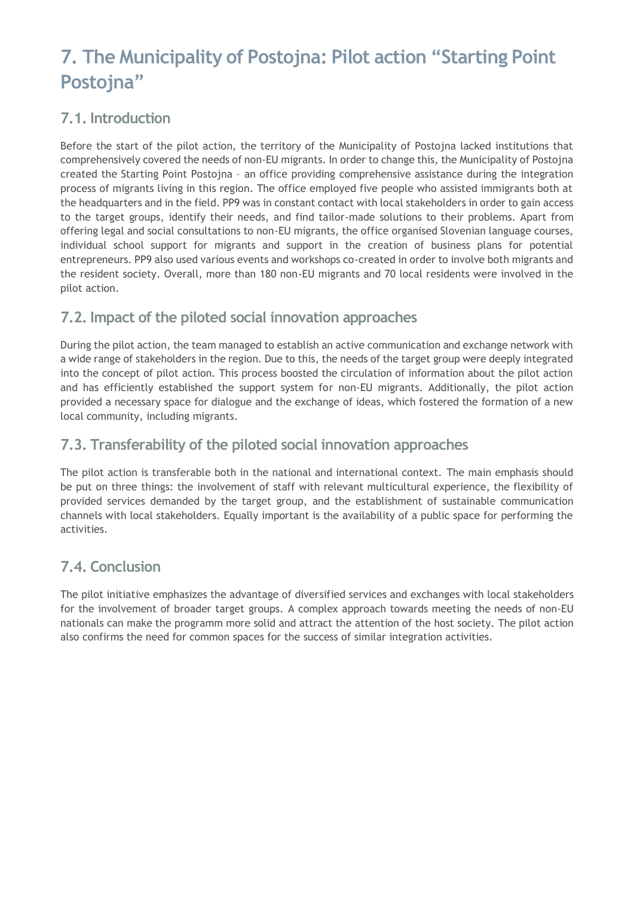# 7. The Municipality of Postojna: Pilot action "Starting Point Postojna"

## 7.1. Introduction

Before the start of the pilot action, the territory of the Municipality of Postojna lacked institutions that comprehensively covered the needs of non-EU migrants. In order to change this, the Municipality of Postojna created the Starting Point Postojna – an office providing comprehensive assistance during the integration process of migrants living in this region. The office employed five people who assisted immigrants both at the headquarters and in the field. PP9 was in constant contact with local stakeholders in order to gain access to the target groups, identify their needs, and find tailor-made solutions to their problems. Apart from offering legal and social consultations to non-EU migrants, the office organised Slovenian language courses, individual school support for migrants and support in the creation of business plans for potential entrepreneurs. PP9 also used various events and workshops co-created in order to involve both migrants and the resident society. Overall, more than 180 non-EU migrants and 70 local residents were involved in the pilot action.

## 7.2. Impact of the piloted social innovation approaches

During the pilot action, the team managed to establish an active communication and exchange network with a wide range of stakeholders in the region. Due to this, the needs of the target group were deeply integrated into the concept of pilot action. This process boosted the circulation of information about the pilot action and has efficiently established the support system for non-EU migrants. Additionally, the pilot action provided a necessary space for dialogue and the exchange of ideas, which fostered the formation of a new local community, including migrants.

## 7.3. Transferability of the piloted social innovation approaches

The pilot action is transferable both in the national and international context. The main emphasis should be put on three things: the involvement of staff with relevant multicultural experience, the flexibility of provided services demanded by the target group, and the establishment of sustainable communication channels with local stakeholders. Equally important is the availability of a public space for performing the activities.

## 7.4. Conclusion

The pilot initiative emphasizes the advantage of diversified services and exchanges with local stakeholders for the involvement of broader target groups. A complex approach towards meeting the needs of non-EU nationals can make the programm more solid and attract the attention of the host society. The pilot action also confirms the need for common spaces for the success of similar integration activities.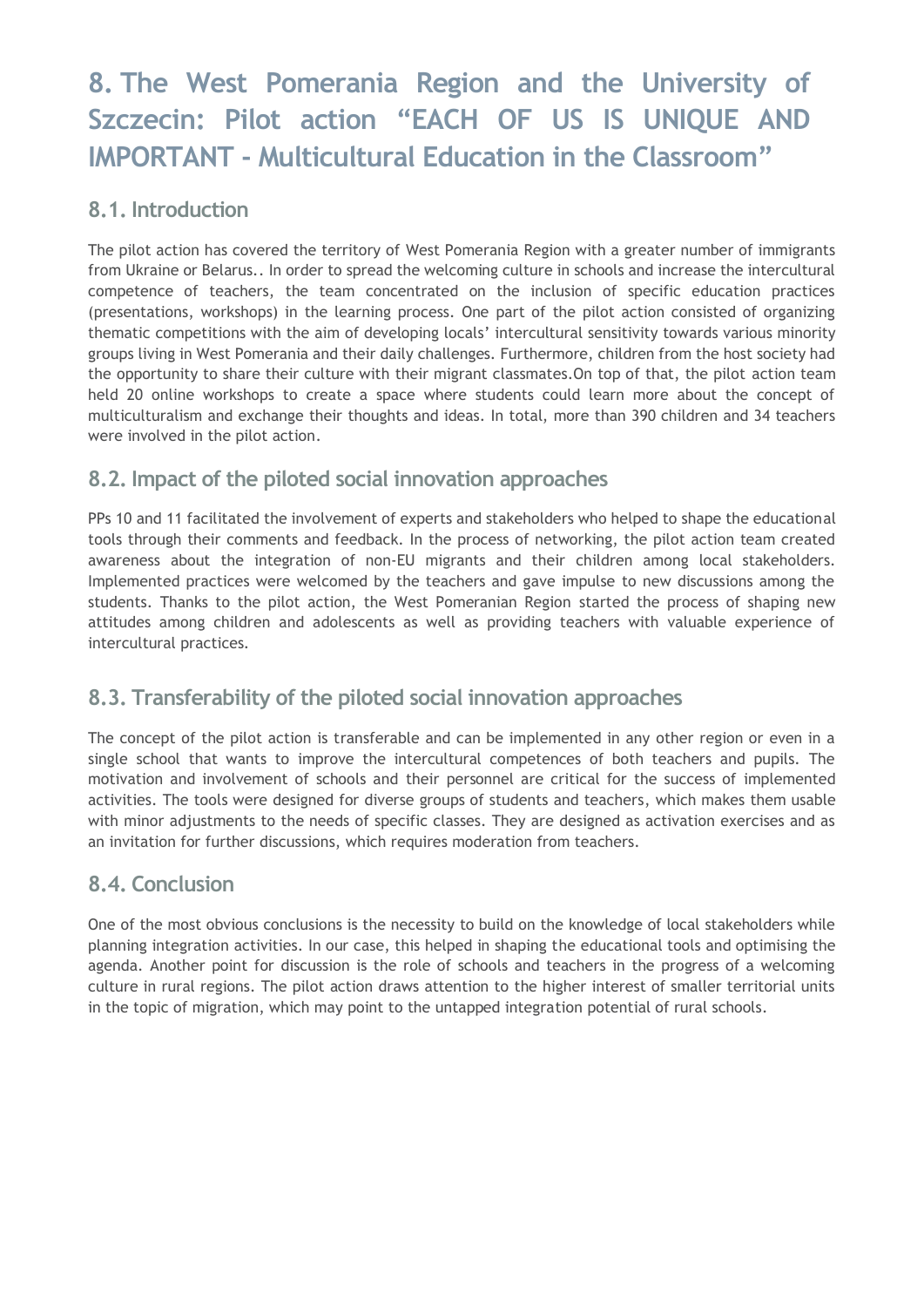# 8. The West Pomerania Region and the University of Szczecin: Pilot action "EACH OF US IS UNIQUE AND IMPORTANT - Multicultural Education in the Classroom"

## 8.1. Introduction

The pilot action has covered the territory of West Pomerania Region with a greater number of immigrants from Ukraine or Belarus.. In order to spread the welcoming culture in schools and increase the intercultural competence of teachers, the team concentrated on the inclusion of specific education practices (presentations, workshops) in the learning process. One part of the pilot action consisted of organizing thematic competitions with the aim of developing locals' intercultural sensitivity towards various minority groups living in West Pomerania and their daily challenges. Furthermore, children from the host society had the opportunity to share their culture with their migrant classmates.On top of that, the pilot action team held 20 online workshops to create a space where students could learn more about the concept of multiculturalism and exchange their thoughts and ideas. In total, more than 390 children and 34 teachers were involved in the pilot action.

## 8.2. Impact of the piloted social innovation approaches

PPs 10 and 11 facilitated the involvement of experts and stakeholders who helped to shape the educational tools through their comments and feedback. In the process of networking, the pilot action team created awareness about the integration of non-EU migrants and their children among local stakeholders. Implemented practices were welcomed by the teachers and gave impulse to new discussions among the students. Thanks to the pilot action, the West Pomeranian Region started the process of shaping new attitudes among children and adolescents as well as providing teachers with valuable experience of intercultural practices.

## 8.3. Transferability of the piloted social innovation approaches

The concept of the pilot action is transferable and can be implemented in any other region or even in a single school that wants to improve the intercultural competences of both teachers and pupils. The motivation and involvement of schools and their personnel are critical for the success of implemented activities. The tools were designed for diverse groups of students and teachers, which makes them usable with minor adjustments to the needs of specific classes. They are designed as activation exercises and as an invitation for further discussions, which requires moderation from teachers.

## 8.4. Conclusion

One of the most obvious conclusions is the necessity to build on the knowledge of local stakeholders while planning integration activities. In our case, this helped in shaping the educational tools and optimising the agenda. Another point for discussion is the role of schools and teachers in the progress of a welcoming culture in rural regions. The pilot action draws attention to the higher interest of smaller territorial units in the topic of migration, which may point to the untapped integration potential of rural schools.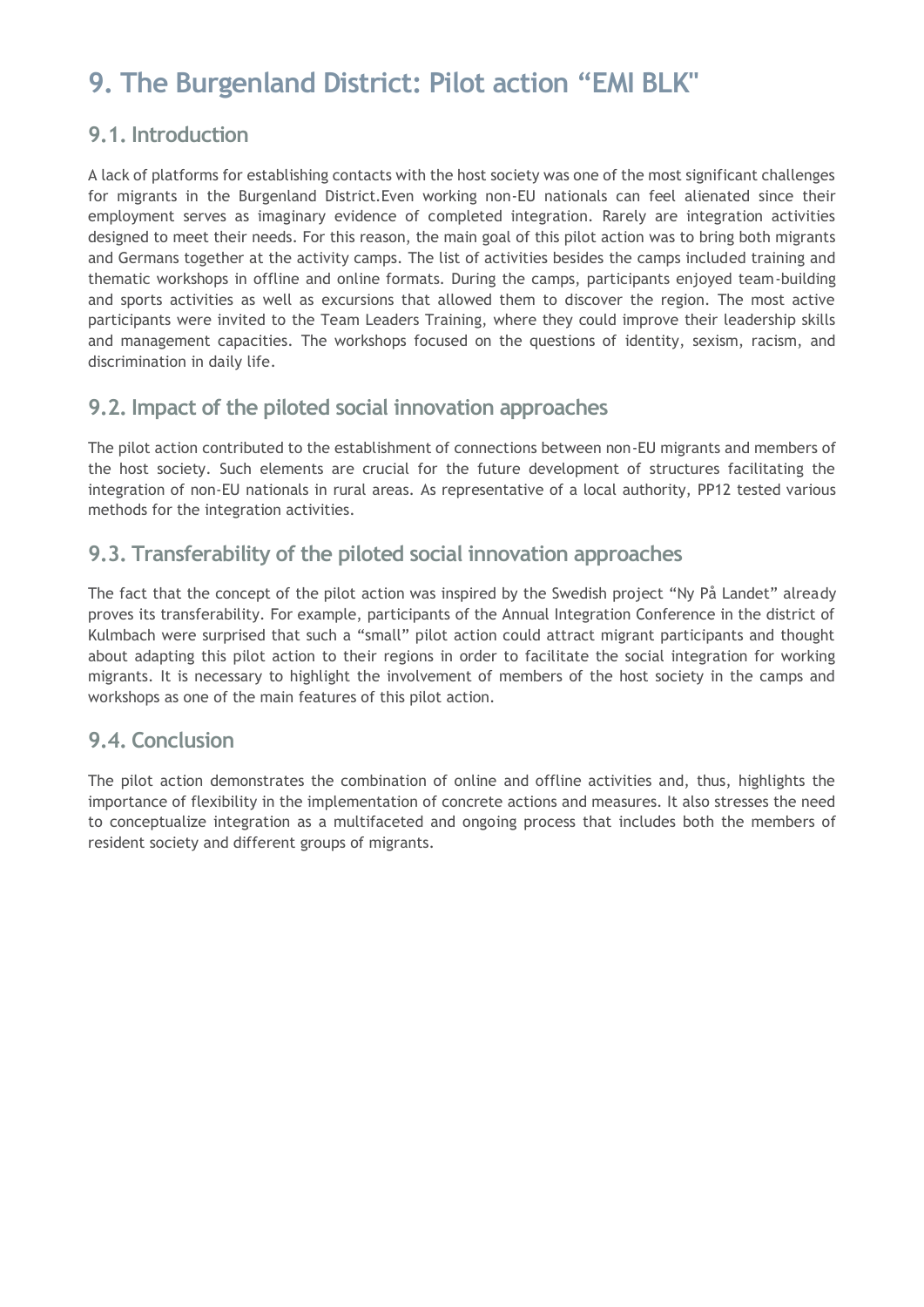# 9. The Burgenland District: Pilot action "EMI BLK"

## 9.1. Introduction

A lack of platforms for establishing contacts with the host society was one of the most significant challenges for migrants in the Burgenland District.Even working non-EU nationals can feel alienated since their employment serves as imaginary evidence of completed integration. Rarely are integration activities designed to meet their needs. For this reason, the main goal of this pilot action was to bring both migrants and Germans together at the activity camps. The list of activities besides the camps included training and thematic workshops in offline and online formats. During the camps, participants enjoyed team-building and sports activities as well as excursions that allowed them to discover the region. The most active participants were invited to the Team Leaders Training, where they could improve their leadership skills and management capacities. The workshops focused on the questions of identity, sexism, racism, and discrimination in daily life.

## 9.2. Impact of the piloted social innovation approaches

The pilot action contributed to the establishment of connections between non-EU migrants and members of the host society. Such elements are crucial for the future development of structures facilitating the integration of non-EU nationals in rural areas. As representative of a local authority, PP12 tested various methods for the integration activities.

## 9.3. Transferability of the piloted social innovation approaches

The fact that the concept of the pilot action was inspired by the Swedish project "Ny På Landet" already proves its transferability. For example, participants of the Annual Integration Conference in the district of Kulmbach were surprised that such a "small" pilot action could attract migrant participants and thought about adapting this pilot action to their regions in order to facilitate the social integration for working migrants. It is necessary to highlight the involvement of members of the host society in the camps and workshops as one of the main features of this pilot action.

## 9.4. Conclusion

The pilot action demonstrates the combination of online and offline activities and, thus, highlights the importance of flexibility in the implementation of concrete actions and measures. It also stresses the need to conceptualize integration as a multifaceted and ongoing process that includes both the members of resident society and different groups of migrants.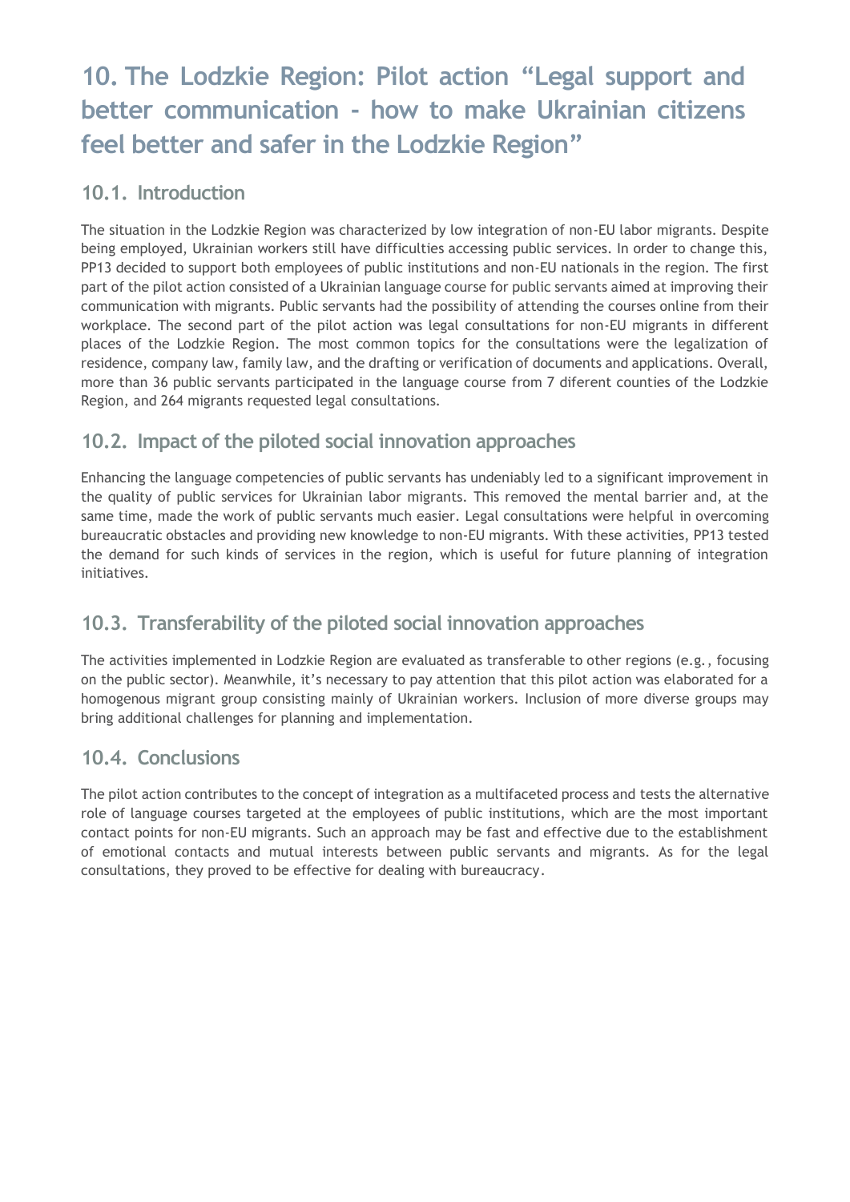# 10. The Lodzkie Region: Pilot action “Legal support and better communication - how to make Ukrainian citizens feel better and safer in the Lodzkie Region”

## 10.1. Introduction

The situation in the Lodzkie Region was characterized by low integration of non-EU labor migrants. Despite being employed, Ukrainian workers still have difficulties accessing public services. In order to change this, PP13 decided to support both employees of public institutions and non-EU nationals in the region. The first part of the pilot action consisted of a Ukrainian language course for public servants aimed at improving their communication with migrants. Public servants had the possibility of attending the courses online from their workplace. The second part of the pilot action was legal consultations for non-EU migrants in different places of the Lodzkie Region. The most common topics for the consultations were the legalization of residence, company law, family law, and the drafting or verification of documents and applications. Overall, more than 36 public servants participated in the language course from 7 diferent counties of the Lodzkie Region, and 264 migrants requested legal consultations.

## 10.2. Impact of the piloted social innovation approaches

Enhancing the language competencies of public servants has undeniably led to a significant improvement in the quality of public services for Ukrainian labor migrants. This removed the mental barrier and, at the same time, made the work of public servants much easier. Legal consultations were helpful in overcoming bureaucratic obstacles and providing new knowledge to non-EU migrants. With these activities, PP13 tested the demand for such kinds of services in the region, which is useful for future planning of integration initiatives.

## 10.3. Transferability of the piloted social innovation approaches

The activities implemented in Lodzkie Region are evaluated as transferable to other regions (e.g., focusing on the public sector). Meanwhile, it’s necessary to pay attention that this pilot action was elaborated for a homogenous migrant group consisting mainly of Ukrainian workers. Inclusion of more diverse groups may bring additional challenges for planning and implementation.

## 10.4. Conclusions

The pilot action contributes to the concept of integration as a multifaceted process and tests the alternative role of language courses targeted at the employees of public institutions, which are the most important contact points for non-EU migrants. Such an approach may be fast and effective due to the establishment of emotional contacts and mutual interests between public servants and migrants. As for the legal consultations, they proved to be effective for dealing with bureaucracy.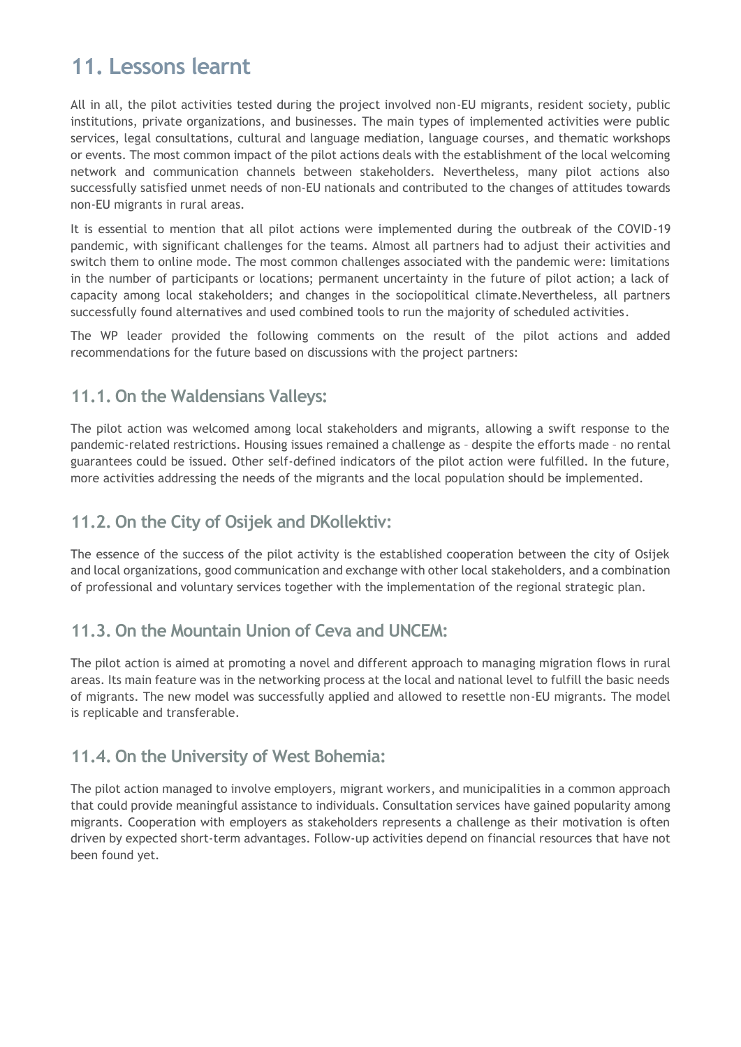# 11. Lessons learnt

All in all, the pilot activities tested during the project involved non-EU migrants, resident society, public institutions, private organizations, and businesses. The main types of implemented activities were public services, legal consultations, cultural and language mediation, language courses, and thematic workshops or events. The most common impact of the pilot actions deals with the establishment of the local welcoming network and communication channels between stakeholders. Nevertheless, many pilot actions also successfully satisfied unmet needs of non-EU nationals and contributed to the changes of attitudes towards non-EU migrants in rural areas.

It is essential to mention that all pilot actions were implemented during the outbreak of the COVID-19 pandemic, with significant challenges for the teams. Almost all partners had to adjust their activities and switch them to online mode. The most common challenges associated with the pandemic were: limitations in the number of participants or locations; permanent uncertainty in the future of pilot action; a lack of capacity among local stakeholders; and changes in the sociopolitical climate.Nevertheless, all partners successfully found alternatives and used combined tools to run the majority of scheduled activities.

The WP leader provided the following comments on the result of the pilot actions and added recommendations for the future based on discussions with the project partners:

## 11.1. On the Waldensians Valleys:

The pilot action was welcomed among local stakeholders and migrants, allowing a swift response to the pandemic-related restrictions. Housing issues remained a challenge as – despite the efforts made – no rental guarantees could be issued. Other self-defined indicators of the pilot action were fulfilled. In the future, more activities addressing the needs of the migrants and the local population should be implemented.

## 11.2. On the City of Osijek and DKollektiv:

The essence of the success of the pilot activity is the established cooperation between the city of Osijek and local organizations, good communication and exchange with other local stakeholders, and a combination of professional and voluntary services together with the implementation of the regional strategic plan.

## 11.3. On the Mountain Union of Ceva and UNCEM:

The pilot action is aimed at promoting a novel and different approach to managing migration flows in rural areas. Its main feature was in the networking process at the local and national level to fulfill the basic needs of migrants. The new model was successfully applied and allowed to resettle non-EU migrants. The model is replicable and transferable.

## 11.4. On the University of West Bohemia:

The pilot action managed to involve employers, migrant workers, and municipalities in a common approach that could provide meaningful assistance to individuals. Consultation services have gained popularity among migrants. Cooperation with employers as stakeholders represents a challenge as their motivation is often driven by expected short-term advantages. Follow-up activities depend on financial resources that have not been found yet.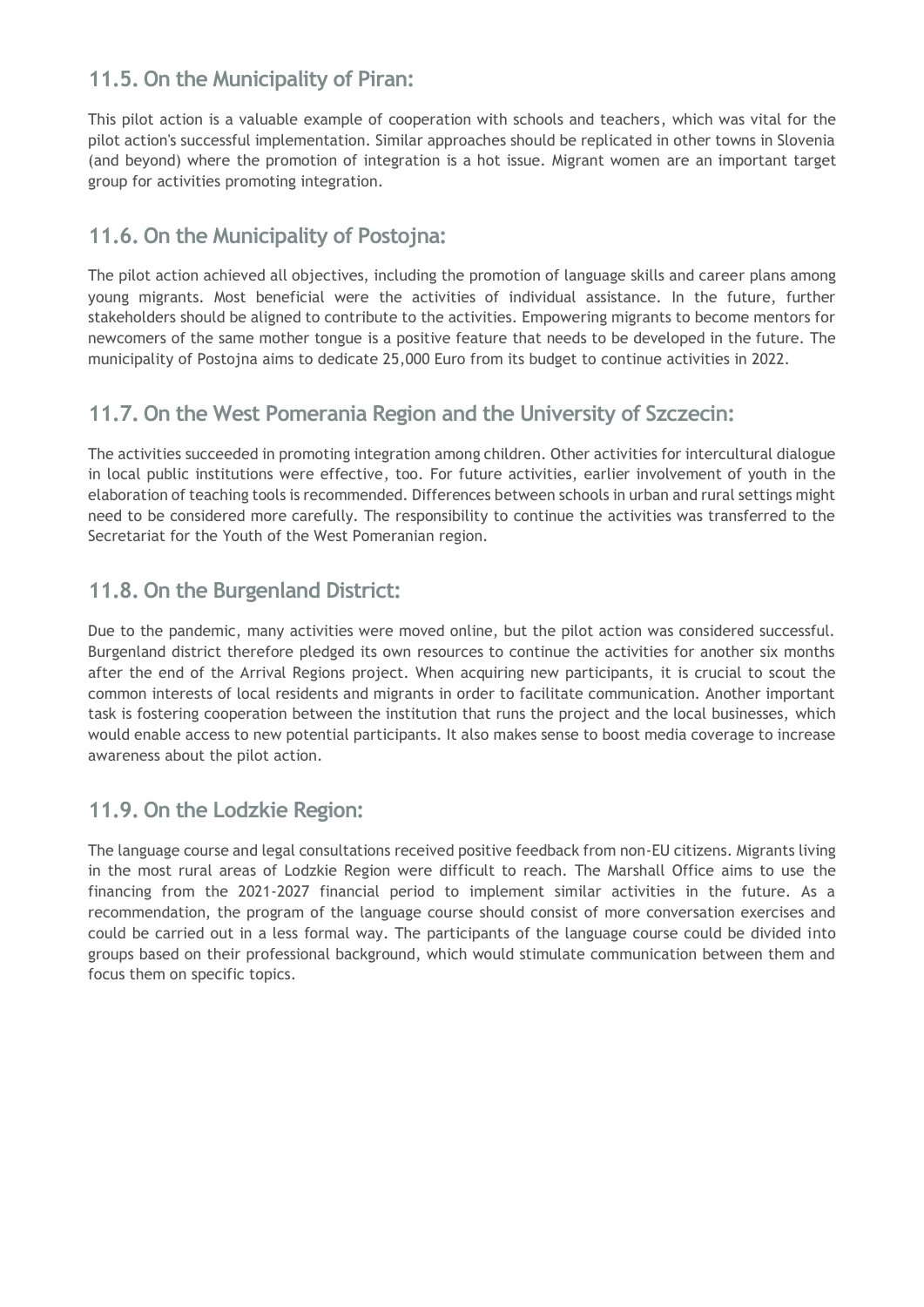## 11.5. On the Municipality of Piran:

This pilot action is a valuable example of cooperation with schools and teachers, which was vital for the pilot action's successful implementation. Similar approaches should be replicated in other towns in Slovenia (and beyond) where the promotion of integration is a hot issue. Migrant women are an important target group for activities promoting integration.

## 11.6. On the Municipality of Postojna:

The pilot action achieved all objectives, including the promotion of language skills and career plans among young migrants. Most beneficial were the activities of individual assistance. In the future, further stakeholders should be aligned to contribute to the activities. Empowering migrants to become mentors for newcomers of the same mother tongue is a positive feature that needs to be developed in the future. The municipality of Postojna aims to dedicate 25,000 Euro from its budget to continue activities in 2022.

## 11.7. On the West Pomerania Region and the University of Szczecin:

The activities succeeded in promoting integration among children. Other activities for intercultural dialogue in local public institutions were effective, too. For future activities, earlier involvement of youth in the elaboration of teaching tools is recommended. Differences between schools in urban and rural settings might need to be considered more carefully. The responsibility to continue the activities was transferred to the Secretariat for the Youth of the West Pomeranian region.

## 11.8. On the Burgenland District:

Due to the pandemic, many activities were moved online, but the pilot action was considered successful. Burgenland district therefore pledged its own resources to continue the activities for another six months after the end of the Arrival Regions project. When acquiring new participants, it is crucial to scout the common interests of local residents and migrants in order to facilitate communication. Another important task is fostering cooperation between the institution that runs the project and the local businesses, which would enable access to new potential participants. It also makes sense to boost media coverage to increase awareness about the pilot action.

## 11.9. On the Lodzkie Region:

The language course and legal consultations received positive feedback from non-EU citizens. Migrants living in the most rural areas of Lodzkie Region were difficult to reach. The Marshall Office aims to use the financing from the 2021-2027 financial period to implement similar activities in the future. As a recommendation, the program of the language course should consist of more conversation exercises and could be carried out in a less formal way. The participants of the language course could be divided into groups based on their professional background, which would stimulate communication between them and focus them on specific topics.